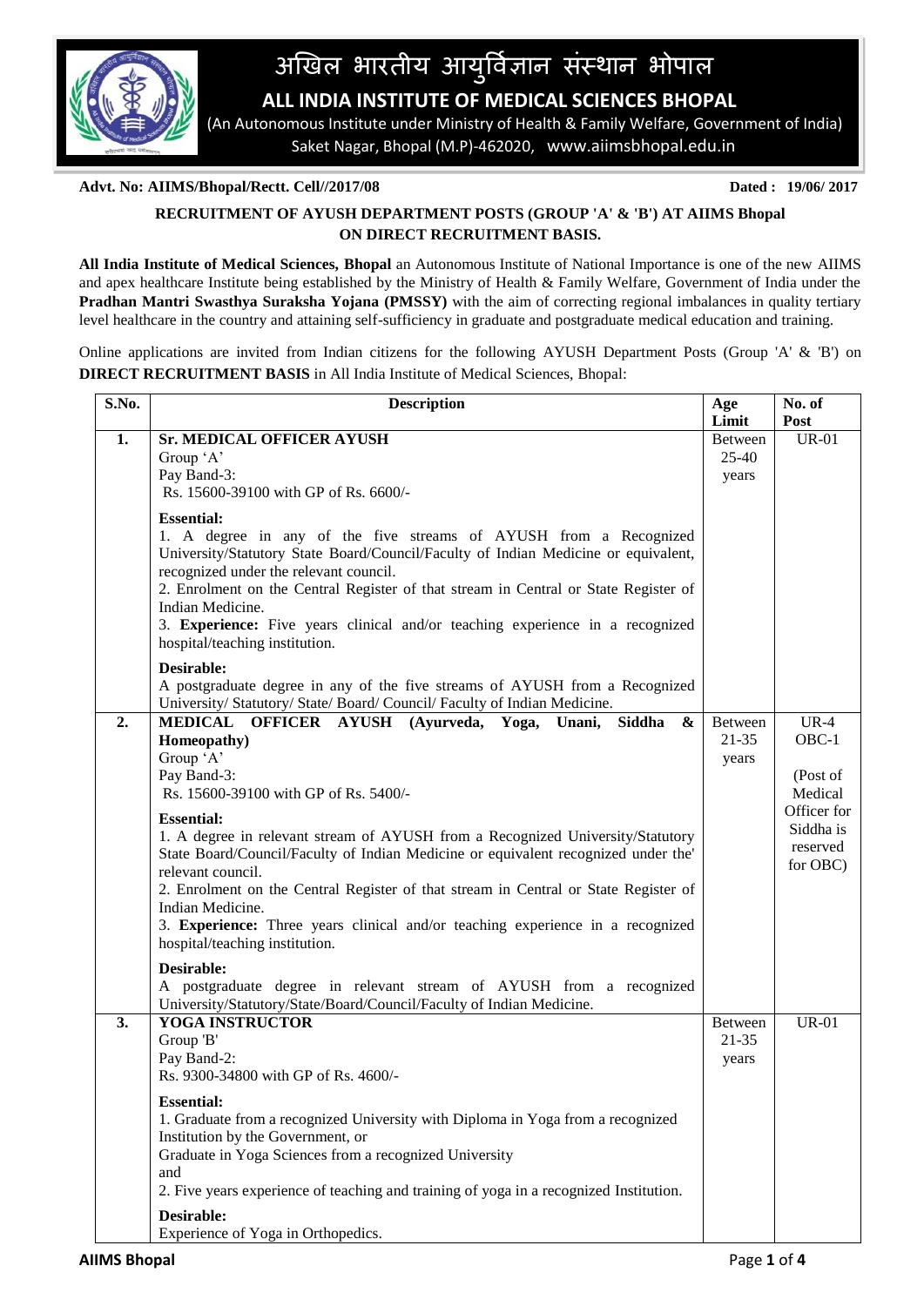# अखिल भारतीय आयुर्विज्ञान संस्थान भोपाल

## ALL INDIA INSTITUTE OF MEDICAL SCIENCES BHOPAL

(An Autonomous Institute under Ministry of Health & Family Welfare, Government of India)
Saket Nagar, Bhopal (M.P)-462020, www.aiimsbhopal.edu.in

**Advt. No: AIIMS/Bhopal/Rectt. Cell//2017/08** **Dated : 19/06/ 2017**

### RECRUITMENT OF AYUSH DEPARTMENT POSTS (GROUP 'A' & 'B') AT AIIMS Bhopal ON DIRECT RECRUITMENT BASIS.

**All India Institute of Medical Sciences, Bhopal** an Autonomous Institute of National Importance is one of the new AIIMS and apex healthcare Institute being established by the Ministry of Health & Family Welfare, Government of India under the **Pradhan Mantri Swasthya Suraksha Yojana (PMSSY)** with the aim of correcting regional imbalances in quality tertiary level healthcare in the country and attaining self-sufficiency in graduate and postgraduate medical education and training.

Online applications are invited from Indian citizens for the following AYUSH Department Posts (Group 'A' & 'B') on **DIRECT RECRUITMENT BASIS** in All India Institute of Medical Sciences, Bhopal:

| S.No. | Description | Age Limit | No. of Post |
|---|---|---|---|
| 1. | **Sr. MEDICAL OFFICER AYUSH**<br>Group 'A'<br>Pay Band-3:<br>Rs. 15600-39100 with GP of Rs. 6600/-<br><br>**Essential:**<br>1. A degree in any of the five streams of AYUSH from a Recognized University/Statutory State Board/Council/Faculty of Indian Medicine or equivalent, recognized under the relevant council.<br>2. Enrolment on the Central Register of that stream in Central or State Register of Indian Medicine.<br>3. **Experience:** Five years clinical and/or teaching experience in a recognized hospital/teaching institution.<br><br>**Desirable:**<br>A postgraduate degree in any of the five streams of AYUSH from a Recognized University/ Statutory/ State/ Board/ Council/ Faculty of Indian Medicine. | Between 25-40 years | UR-01 |
| 2. | **MEDICAL OFFICER AYUSH (Ayurveda, Yoga, Unani, Siddha & Homeopathy)**<br>Group 'A'<br>Pay Band-3:<br>Rs. 15600-39100 with GP of Rs. 5400/-<br><br>**Essential:**<br>1. A degree in relevant stream of AYUSH from a Recognized University/Statutory State Board/Council/Faculty of Indian Medicine or equivalent recognized under the' relevant council.<br>2. Enrolment on the Central Register of that stream in Central or State Register of Indian Medicine.<br>3. **Experience:** Three years clinical and/or teaching experience in a recognized hospital/teaching institution.<br><br>**Desirable:**<br>A postgraduate degree in relevant stream of AYUSH from a recognized University/Statutory/State/Board/Council/Faculty of Indian Medicine. | Between 21-35 years | UR-4<br>OBC-1<br><br>(Post of Medical Officer for Siddha is reserved for OBC) |
| 3. | **YOGA INSTRUCTOR**<br>Group 'B'<br>Pay Band-2:<br>Rs. 9300-34800 with GP of Rs. 4600/-<br><br>**Essential:**<br>1. Graduate from a recognized University with Diploma in Yoga from a recognized Institution by the Government, or<br>Graduate in Yoga Sciences from a recognized University<br>and<br>2. Five years experience of teaching and training of yoga in a recognized Institution.<br><br>**Desirable:**<br>Experience of Yoga in Orthopedics. | Between 21-35 years | UR-01 |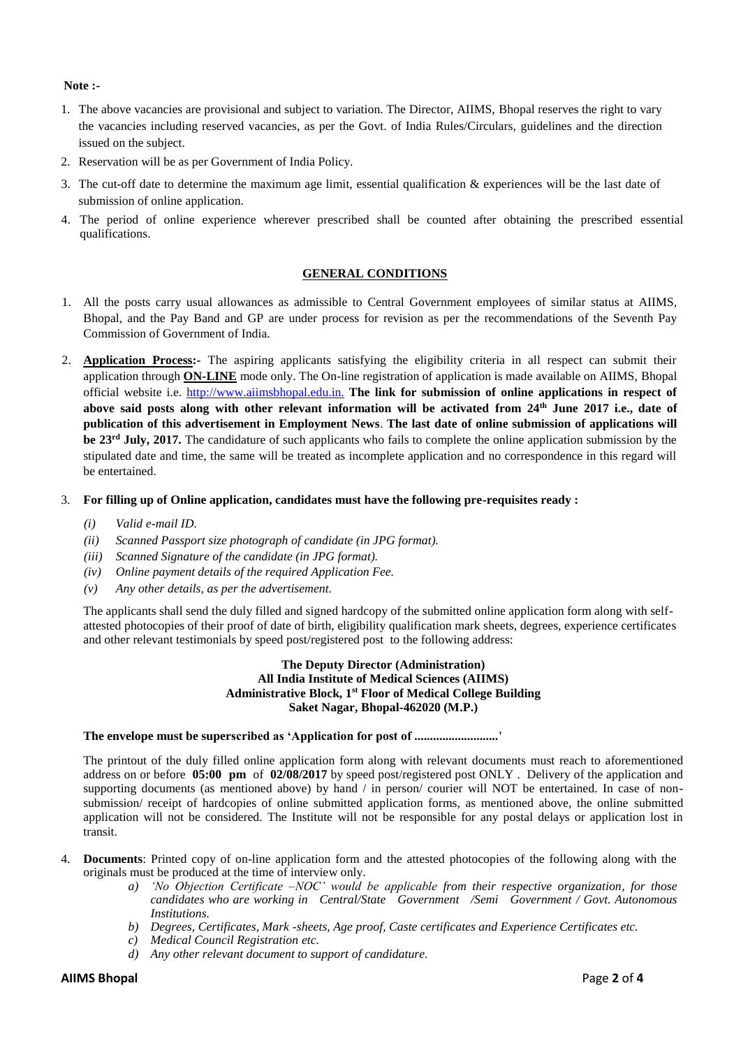**Note :-**

1. The above vacancies are provisional and subject to variation. The Director, AIIMS, Bhopal reserves the right to vary the vacancies including reserved vacancies, as per the Govt. of India Rules/Circulars, guidelines and the direction issued on the subject.
2. Reservation will be as per Government of India Policy.
3. The cut-off date to determine the maximum age limit, essential qualification & experiences will be the last date of submission of online application.
4. The period of online experience wherever prescribed shall be counted after obtaining the prescribed essential qualifications.

## GENERAL CONDITIONS

1. All the posts carry usual allowances as admissible to Central Government employees of similar status at AIIMS, Bhopal, and the Pay Band and GP are under process for revision as per the recommendations of the Seventh Pay Commission of Government of India.

2. **Application Process:-** The aspiring applicants satisfying the eligibility criteria in all respect can submit their application through **ON-LINE** mode only. The On-line registration of application is made available on AIIMS, Bhopal official website i.e. http://www.aiimsbhopal.edu.in. **The link for submission of online applications in respect of above said posts along with other relevant information will be activated from 24th June 2017 i.e., date of publication of this advertisement in Employment News**. **The last date of online submission of applications will be 23rd July, 2017.** The candidature of such applicants who fails to complete the online application submission by the stipulated date and time, the same will be treated as incomplete application and no correspondence in this regard will be entertained.

3. **For filling up of Online application, candidates must have the following pre-requisites ready :**
   - *(i) Valid e-mail ID.*
   - *(ii) Scanned Passport size photograph of candidate (in JPG format).*
   - *(iii) Scanned Signature of the candidate (in JPG format).*
   - *(iv) Online payment details of the required Application Fee.*
   - *(v) Any other details, as per the advertisement.*

   The applicants shall send the duly filled and signed hardcopy of the submitted online application form along with self-attested photocopies of their proof of date of birth, eligibility qualification mark sheets, degrees, experience certificates and other relevant testimonials by speed post/registered post to the following address:

   **The Deputy Director (Administration)**
   **All India Institute of Medical Sciences (AIIMS)**
   **Administrative Block, 1st Floor of Medical College Building**
   **Saket Nagar, Bhopal-462020 (M.P.)**

   **The envelope must be superscribed as 'Application for post of ...........................'**

   The printout of the duly filled online application form along with relevant documents must reach to aforementioned address on or before **05:00 pm** of **02/08/2017** by speed post/registered post ONLY . Delivery of the application and supporting documents (as mentioned above) by hand / in person/ courier will NOT be entertained. In case of non-submission/ receipt of hardcopies of online submitted application forms, as mentioned above, the online submitted application will not be considered. The Institute will not be responsible for any postal delays or application lost in transit.

4. **Documents**: Printed copy of on-line application form and the attested photocopies of the following along with the originals must be produced at the time of interview only.
   - *a) 'No Objection Certificate –NOC' would be applicable from their respective organization, for those candidates who are working in Central/State Government /Semi Government / Govt. Autonomous Institutions.*
   - *b) Degrees, Certificates, Mark -sheets, Age proof, Caste certificates and Experience Certificates etc.*
   - *c) Medical Council Registration etc.*
   - *d) Any other relevant document to support of candidature.*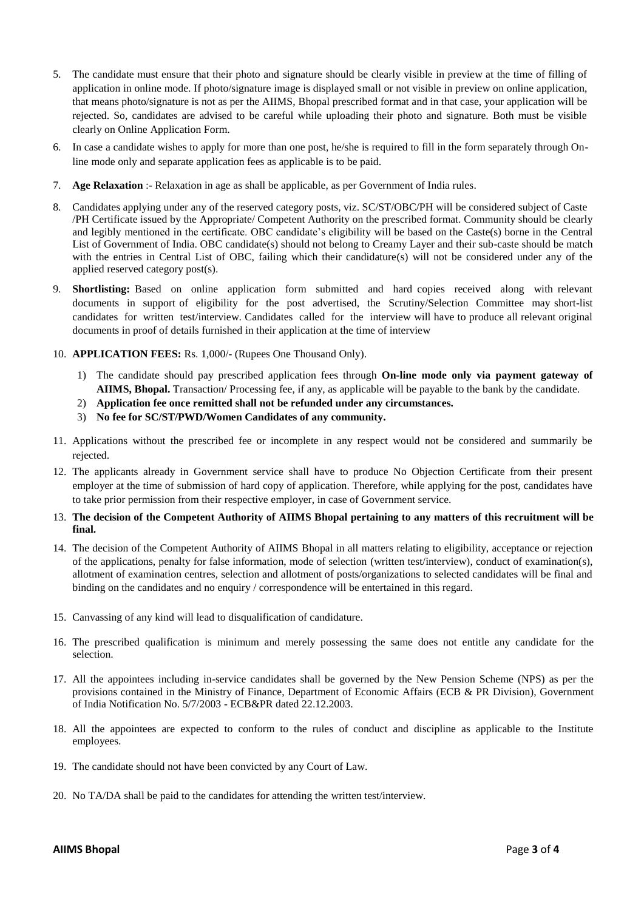5. The candidate must ensure that their photo and signature should be clearly visible in preview at the time of filling of application in online mode. If photo/signature image is displayed small or not visible in preview on online application, that means photo/signature is not as per the AIIMS, Bhopal prescribed format and in that case, your application will be rejected. So, candidates are advised to be careful while uploading their photo and signature. Both must be visible clearly on Online Application Form.

6. In case a candidate wishes to apply for more than one post, he/she is required to fill in the form separately through On-line mode only and separate application fees as applicable is to be paid.

7. **Age Relaxation** :- Relaxation in age as shall be applicable, as per Government of India rules.

8. Candidates applying under any of the reserved category posts, viz. SC/ST/OBC/PH will be considered subject of Caste /PH Certificate issued by the Appropriate/ Competent Authority on the prescribed format. Community should be clearly and legibly mentioned in the certificate. OBC candidate's eligibility will be based on the Caste(s) borne in the Central List of Government of India. OBC candidate(s) should not belong to Creamy Layer and their sub-caste should be match with the entries in Central List of OBC, failing which their candidature(s) will not be considered under any of the applied reserved category post(s).

9. **Shortlisting:** Based on online application form submitted and hard copies received along with relevant documents in support of eligibility for the post advertised, the Scrutiny/Selection Committee may short-list candidates for written test/interview. Candidates called for the interview will have to produce all relevant original documents in proof of details furnished in their application at the time of interview

10. **APPLICATION FEES:** Rs. 1,000/- (Rupees One Thousand Only).

    1) The candidate should pay prescribed application fees through **On-line mode only via payment gateway of AIIMS, Bhopal.** Transaction/ Processing fee, if any, as applicable will be payable to the bank by the candidate.
    2) **Application fee once remitted shall not be refunded under any circumstances.**
    3) **No fee for SC/ST/PWD/Women Candidates of any community.**

11. Applications without the prescribed fee or incomplete in any respect would not be considered and summarily be rejected.

12. The applicants already in Government service shall have to produce No Objection Certificate from their present employer at the time of submission of hard copy of application. Therefore, while applying for the post, candidates have to take prior permission from their respective employer, in case of Government service.

13. **The decision of the Competent Authority of AIIMS Bhopal pertaining to any matters of this recruitment will be final.**

14. The decision of the Competent Authority of AIIMS Bhopal in all matters relating to eligibility, acceptance or rejection of the applications, penalty for false information, mode of selection (written test/interview), conduct of examination(s), allotment of examination centres, selection and allotment of posts/organizations to selected candidates will be final and binding on the candidates and no enquiry / correspondence will be entertained in this regard.

15. Canvassing of any kind will lead to disqualification of candidature.

16. The prescribed qualification is minimum and merely possessing the same does not entitle any candidate for the selection.

17. All the appointees including in-service candidates shall be governed by the New Pension Scheme (NPS) as per the provisions contained in the Ministry of Finance, Department of Economic Affairs (ECB & PR Division), Government of India Notification No. 5/7/2003 - ECB&PR dated 22.12.2003.

18. All the appointees are expected to conform to the rules of conduct and discipline as applicable to the Institute employees.

19. The candidate should not have been convicted by any Court of Law.

20. No TA/DA shall be paid to the candidates for attending the written test/interview.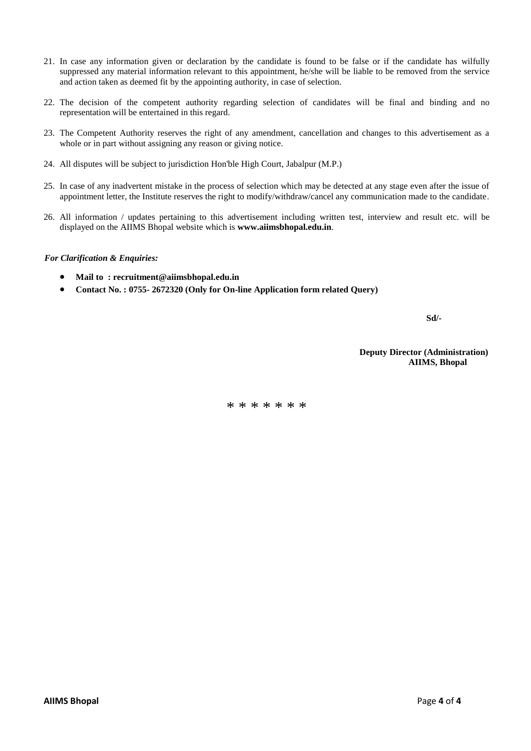21. In case any information given or declaration by the candidate is found to be false or if the candidate has wilfully suppressed any material information relevant to this appointment, he/she will be liable to be removed from the service and action taken as deemed fit by the appointing authority, in case of selection.

22. The decision of the competent authority regarding selection of candidates will be final and binding and no representation will be entertained in this regard.

23. The Competent Authority reserves the right of any amendment, cancellation and changes to this advertisement as a whole or in part without assigning any reason or giving notice.

24. All disputes will be subject to jurisdiction Hon'ble High Court, Jabalpur (M.P.)

25. In case of any inadvertent mistake in the process of selection which may be detected at any stage even after the issue of appointment letter, the Institute reserves the right to modify/withdraw/cancel any communication made to the candidate.

26. All information / updates pertaining to this advertisement including written test, interview and result etc. will be displayed on the AIIMS Bhopal website which is **www.aiimsbhopal.edu.in**.

***For Clarification & Enquiries:***

- **Mail to : recruitment@aiimsbhopal.edu.in**
- **Contact No. : 0755- 2672320 (Only for On-line Application form related Query)**

**Sd/-**

**Deputy Director (Administration)**
**AIIMS, Bhopal**

* * * * * * *